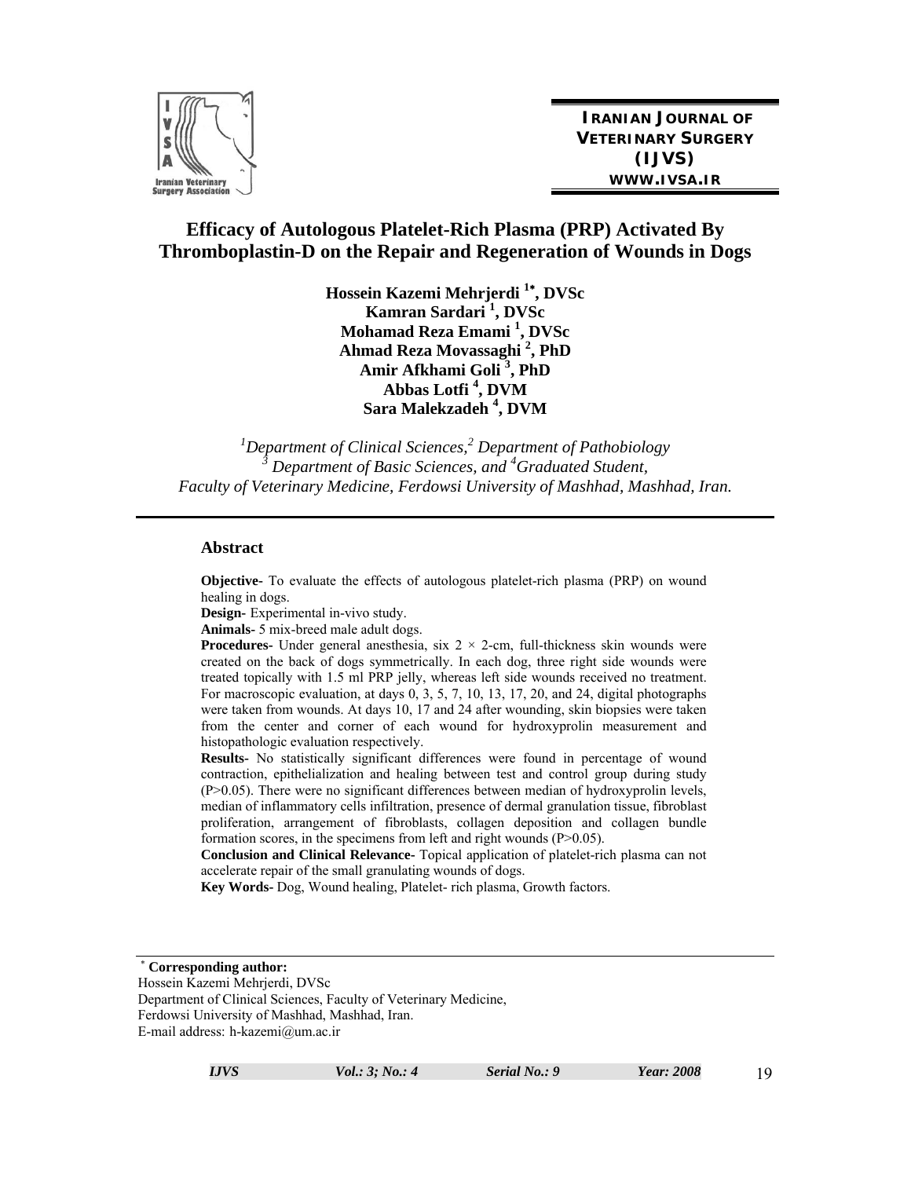**IRANIAN JOURNAL OF VETERINARY SURGERY (IJVS)**
**WWW.IVSA.IR**

# Efficacy of Autologous Platelet-Rich Plasma (PRP) Activated By Thromboplastin-D on the Repair and Regeneration of Wounds in Dogs

**Hossein Kazemi Mehrjerdi [1*], DVSc**
**Kamran Sardari [1], DVSc**
**Mohamad Reza Emami [1], DVSc**
**Ahmad Reza Movassaghi [2], PhD**
**Amir Afkhami Goli [3], PhD**
**Abbas Lotfi [4], DVM**
**Sara Malekzadeh [4], DVM**

*[1]Department of Clinical Sciences,[2] Department of Pathobiology*
*[3] Department of Basic Sciences, and [4]Graduated Student,*
*Faculty of Veterinary Medicine, Ferdowsi University of Mashhad, Mashhad, Iran.*

## Abstract

**Objective**- To evaluate the effects of autologous platelet-rich plasma (PRP) on wound healing in dogs.

**Design**- Experimental in-vivo study.

**Animals**- 5 mix-breed male adult dogs.

**Procedures**- Under general anesthesia, six $2 \times 2$-cm, full-thickness skin wounds were created on the back of dogs symmetrically. In each dog, three right side wounds were treated topically with 1.5 ml PRP jelly, whereas left side wounds received no treatment. For macroscopic evaluation, at days 0, 3, 5, 7, 10, 13, 17, 20, and 24, digital photographs were taken from wounds. At days 10, 17 and 24 after wounding, skin biopsies were taken from the center and corner of each wound for hydroxyprolin measurement and histopathologic evaluation respectively.

**Results**- No statistically significant differences were found in percentage of wound contraction, epithelialization and healing between test and control group during study ($P>0.05$). There were no significant differences between median of hydroxyprolin levels, median of inflammatory cells infiltration, presence of dermal granulation tissue, fibroblast proliferation, arrangement of fibroblasts, collagen deposition and collagen bundle formation scores, in the specimens from left and right wounds ($P>0.05$).

**Conclusion and Clinical Relevance**- Topical application of platelet-rich plasma can not accelerate repair of the small granulating wounds of dogs.

**Key Words**- Dog, Wound healing, Platelet- rich plasma, Growth factors.

---

[*] **Corresponding author:**
Hossein Kazemi Mehrjerdi, DVSc
Department of Clinical Sciences, Faculty of Veterinary Medicine,
Ferdowsi University of Mashhad, Mashhad, Iran.
E-mail address: h-kazemi@um.ac.ir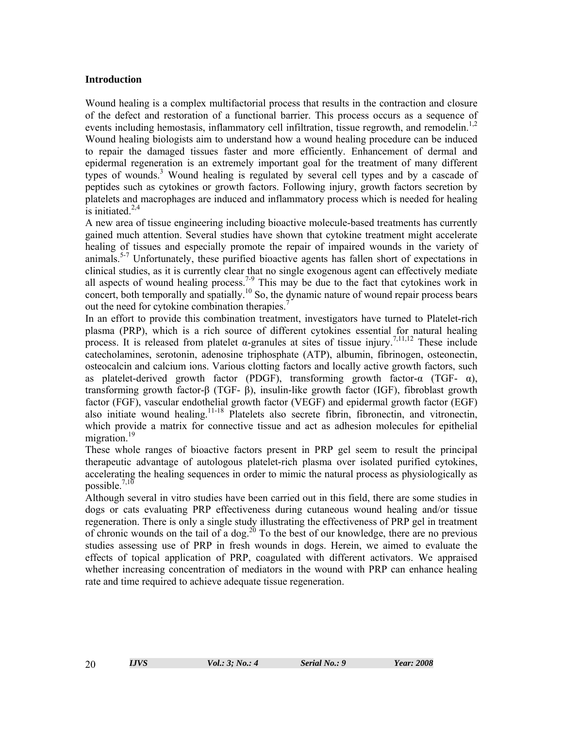## Introduction

Wound healing is a complex multifactorial process that results in the contraction and closure of the defect and restoration of a functional barrier. This process occurs as a sequence of events including hemostasis, inflammatory cell infiltration, tissue regrowth, and remodelin.[1,2] Wound healing biologists aim to understand how a wound healing procedure can be induced to repair the damaged tissues faster and more efficiently. Enhancement of dermal and epidermal regeneration is an extremely important goal for the treatment of many different types of wounds.[3] Wound healing is regulated by several cell types and by a cascade of peptides such as cytokines or growth factors. Following injury, growth factors secretion by platelets and macrophages are induced and inflammatory process which is needed for healing is initiated.[2,4]

A new area of tissue engineering including bioactive molecule-based treatments has currently gained much attention. Several studies have shown that cytokine treatment might accelerate healing of tissues and especially promote the repair of impaired wounds in the variety of animals.[5-7] Unfortunately, these purified bioactive agents has fallen short of expectations in clinical studies, as it is currently clear that no single exogenous agent can effectively mediate all aspects of wound healing process.[7-9] This may be due to the fact that cytokines work in concert, both temporally and spatially.[10] So, the dynamic nature of wound repair process bears out the need for cytokine combination therapies.[7]

In an effort to provide this combination treatment, investigators have turned to Platelet-rich plasma (PRP), which is a rich source of different cytokines essential for natural healing process. It is released from platelet α-granules at sites of tissue injury.[7,11,12] These include catecholamines, serotonin, adenosine triphosphate (ATP), albumin, fibrinogen, osteonectin, osteocalcin and calcium ions. Various clotting factors and locally active growth factors, such as platelet-derived growth factor (PDGF), transforming growth factor-α (TGF- α), transforming growth factor-β (TGF- β), insulin-like growth factor (IGF), fibroblast growth factor (FGF), vascular endothelial growth factor (VEGF) and epidermal growth factor (EGF) also initiate wound healing.[11-18] Platelets also secrete fibrin, fibronectin, and vitronectin, which provide a matrix for connective tissue and act as adhesion molecules for epithelial migration.[19]

These whole ranges of bioactive factors present in PRP gel seem to result the principal therapeutic advantage of autologous platelet-rich plasma over isolated purified cytokines, accelerating the healing sequences in order to mimic the natural process as physiologically as possible.[7,10]

Although several in vitro studies have been carried out in this field, there are some studies in dogs or cats evaluating PRP effectiveness during cutaneous wound healing and/or tissue regeneration. There is only a single study illustrating the effectiveness of PRP gel in treatment of chronic wounds on the tail of a dog.[20] To the best of our knowledge, there are no previous studies assessing use of PRP in fresh wounds in dogs. Herein, we aimed to evaluate the effects of topical application of PRP, coagulated with different activators. We appraised whether increasing concentration of mediators in the wound with PRP can enhance healing rate and time required to achieve adequate tissue regeneration.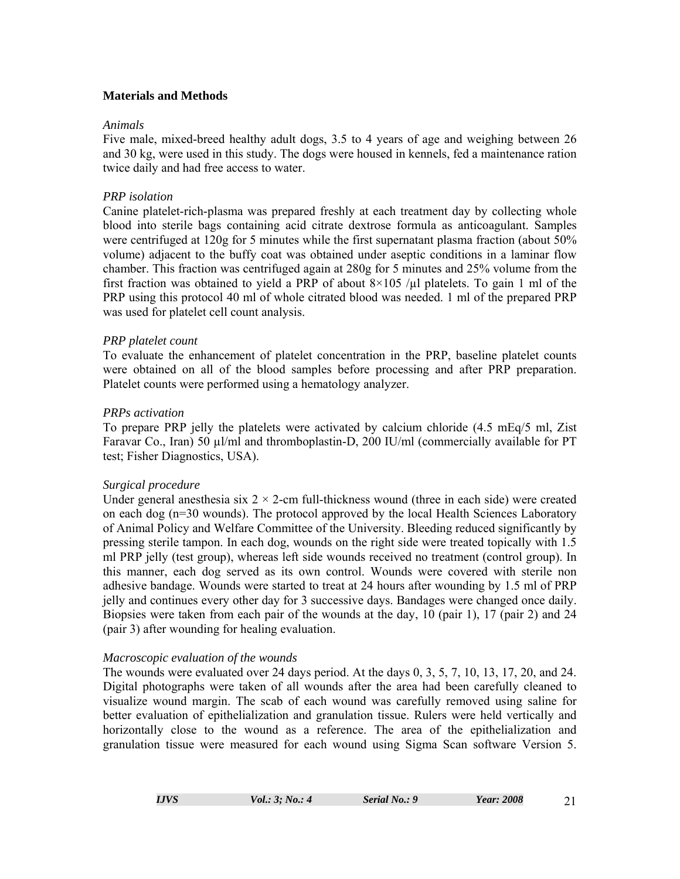## Materials and Methods

### *Animals*

Five male, mixed-breed healthy adult dogs, 3.5 to 4 years of age and weighing between 26 and 30 kg, were used in this study. The dogs were housed in kennels, fed a maintenance ration twice daily and had free access to water.

### *PRP isolation*

Canine platelet-rich-plasma was prepared freshly at each treatment day by collecting whole blood into sterile bags containing acid citrate dextrose formula as anticoagulant. Samples were centrifuged at 120g for 5 minutes while the first supernatant plasma fraction (about 50% volume) adjacent to the buffy coat was obtained under aseptic conditions in a laminar flow chamber. This fraction was centrifuged again at 280g for 5 minutes and 25% volume from the first fraction was obtained to yield a PRP of about $8 \times 105$ /µl platelets. To gain 1 ml of the PRP using this protocol 40 ml of whole citrated blood was needed. 1 ml of the prepared PRP was used for platelet cell count analysis.

### *PRP platelet count*

To evaluate the enhancement of platelet concentration in the PRP, baseline platelet counts were obtained on all of the blood samples before processing and after PRP preparation. Platelet counts were performed using a hematology analyzer.

### *PRPs activation*

To prepare PRP jelly the platelets were activated by calcium chloride (4.5 mEq/5 ml, Zist Faravar Co., Iran) 50 µl/ml and thromboplastin-D, 200 IU/ml (commercially available for PT test; Fisher Diagnostics, USA).

### *Surgical procedure*

Under general anesthesia six $2 \times 2$-cm full-thickness wound (three in each side) were created on each dog (n=30 wounds). The protocol approved by the local Health Sciences Laboratory of Animal Policy and Welfare Committee of the University. Bleeding reduced significantly by pressing sterile tampon. In each dog, wounds on the right side were treated topically with 1.5 ml PRP jelly (test group), whereas left side wounds received no treatment (control group). In this manner, each dog served as its own control. Wounds were covered with sterile non adhesive bandage. Wounds were started to treat at 24 hours after wounding by 1.5 ml of PRP jelly and continues every other day for 3 successive days. Bandages were changed once daily. Biopsies were taken from each pair of the wounds at the day, 10 (pair 1), 17 (pair 2) and 24 (pair 3) after wounding for healing evaluation.

### *Macroscopic evaluation of the wounds*

The wounds were evaluated over 24 days period. At the days 0, 3, 5, 7, 10, 13, 17, 20, and 24. Digital photographs were taken of all wounds after the area had been carefully cleaned to visualize wound margin. The scab of each wound was carefully removed using saline for better evaluation of epithelialization and granulation tissue. Rulers were held vertically and horizontally close to the wound as a reference. The area of the epithelialization and granulation tissue were measured for each wound using Sigma Scan software Version 5.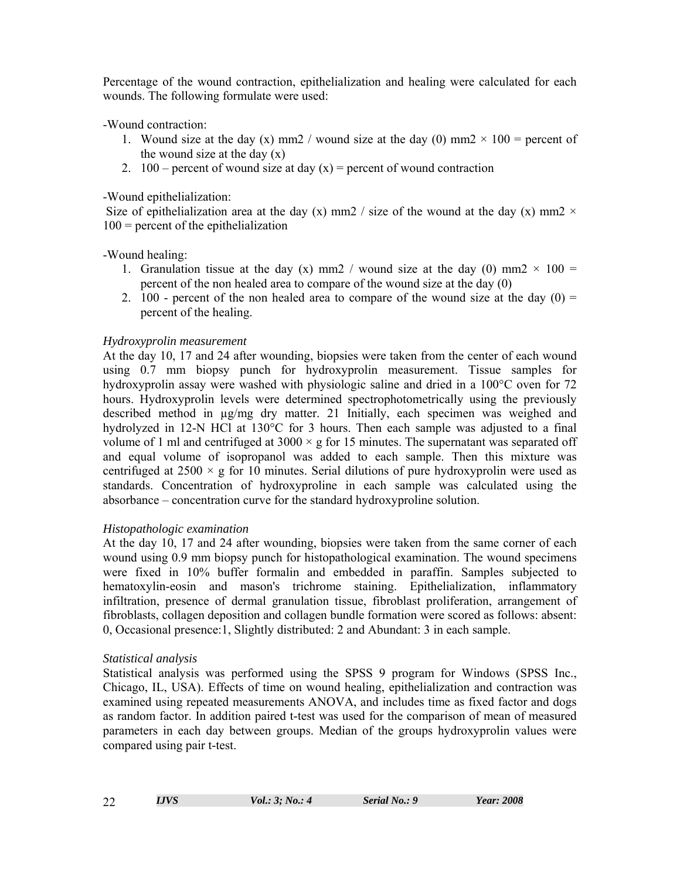Percentage of the wound contraction, epithelialization and healing were calculated for each wounds. The following formulate were used:

-Wound contraction:

1. Wound size at the day (x) mm2 / wound size at the day (0) mm2 × 100 = percent of the wound size at the day (x)
2. 100 – percent of wound size at day (x) = percent of wound contraction

-Wound epithelialization:

Size of epithelialization area at the day (x) mm2 / size of the wound at the day (x) mm2 × 100 = percent of the epithelialization

-Wound healing:

1. Granulation tissue at the day (x) mm2 / wound size at the day (0) mm2 × 100 = percent of the non healed area to compare of the wound size at the day (0)
2. 100 - percent of the non healed area to compare of the wound size at the day (0) = percent of the healing.

*Hydroxyprolin measurement*

At the day 10, 17 and 24 after wounding, biopsies were taken from the center of each wound using 0.7 mm biopsy punch for hydroxyprolin measurement. Tissue samples for hydroxyprolin assay were washed with physiologic saline and dried in a 100°C oven for 72 hours. Hydroxyprolin levels were determined spectrophotometrically using the previously described method in µg/mg dry matter. 21 Initially, each specimen was weighed and hydrolyzed in 12-N HCl at 130°C for 3 hours. Then each sample was adjusted to a final volume of 1 ml and centrifuged at 3000 × g for 15 minutes. The supernatant was separated off and equal volume of isopropanol was added to each sample. Then this mixture was centrifuged at 2500 × g for 10 minutes. Serial dilutions of pure hydroxyprolin were used as standards. Concentration of hydroxyproline in each sample was calculated using the absorbance – concentration curve for the standard hydroxyproline solution.

*Histopathologic examination*

At the day 10, 17 and 24 after wounding, biopsies were taken from the same corner of each wound using 0.9 mm biopsy punch for histopathological examination. The wound specimens were fixed in 10% buffer formalin and embedded in paraffin. Samples subjected to hematoxylin-eosin and mason's trichrome staining. Epithelialization, inflammatory infiltration, presence of dermal granulation tissue, fibroblast proliferation, arrangement of fibroblasts, collagen deposition and collagen bundle formation were scored as follows: absent: 0, Occasional presence:1, Slightly distributed: 2 and Abundant: 3 in each sample.

*Statistical analysis*

Statistical analysis was performed using the SPSS 9 program for Windows (SPSS Inc., Chicago, IL, USA). Effects of time on wound healing, epithelialization and contraction was examined using repeated measurements ANOVA, and includes time as fixed factor and dogs as random factor. In addition paired t-test was used for the comparison of mean of measured parameters in each day between groups. Median of the groups hydroxyprolin values were compared using pair t-test.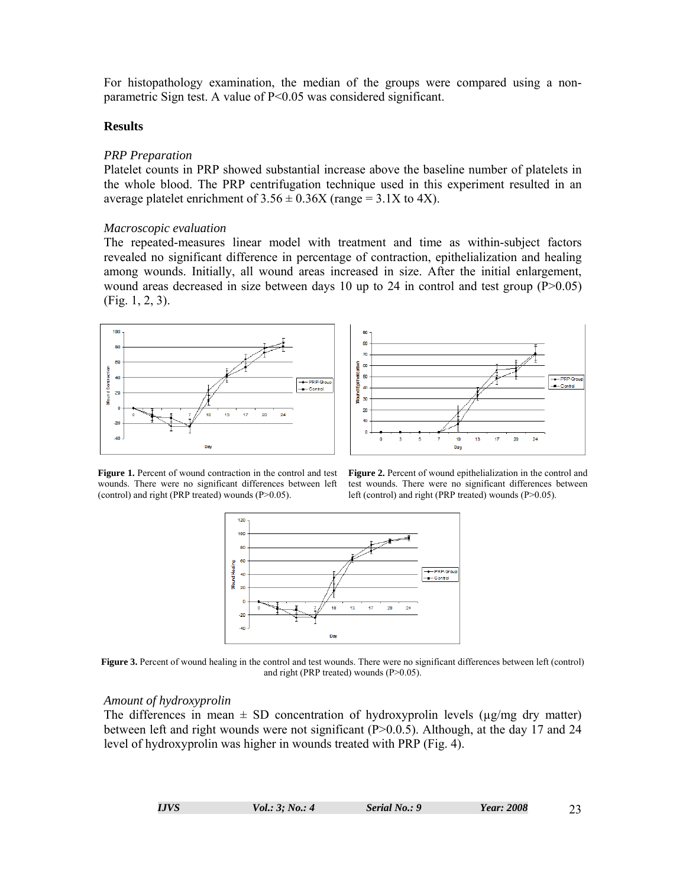For histopathology examination, the median of the groups were compared using a non-parametric Sign test. A value of P<0.05 was considered significant.

## Results

### *PRP Preparation*

Platelet counts in PRP showed substantial increase above the baseline number of platelets in the whole blood. The PRP centrifugation technique used in this experiment resulted in an average platelet enrichment of $3.56 \pm 0.36X$ (range = 3.1X to 4X).

### *Macroscopic evaluation*

The repeated-measures linear model with treatment and time as within-subject factors revealed no significant difference in percentage of contraction, epithelialization and healing among wounds. Initially, all wound areas increased in size. After the initial enlargement, wound areas decreased in size between days 10 up to 24 in control and test group (P>0.05) (Fig. 1, 2, 3).

**Figure 1.** Percent of wound contraction in the control and test wounds. There were no significant differences between left (control) and right (PRP treated) wounds (P>0.05).

**Figure 2.** Percent of wound epithelialization in the control and test wounds. There were no significant differences between left (control) and right (PRP treated) wounds (P>0.05).

**Figure 3.** Percent of wound healing in the control and test wounds. There were no significant differences between left (control) and right (PRP treated) wounds (P>0.05).

### *Amount of hydroxyprolin*

The differences in mean ± SD concentration of hydroxyprolin levels (μg/mg dry matter) between left and right wounds were not significant (P>0.0.5). Although, at the day 17 and 24 level of hydroxyprolin was higher in wounds treated with PRP (Fig. 4).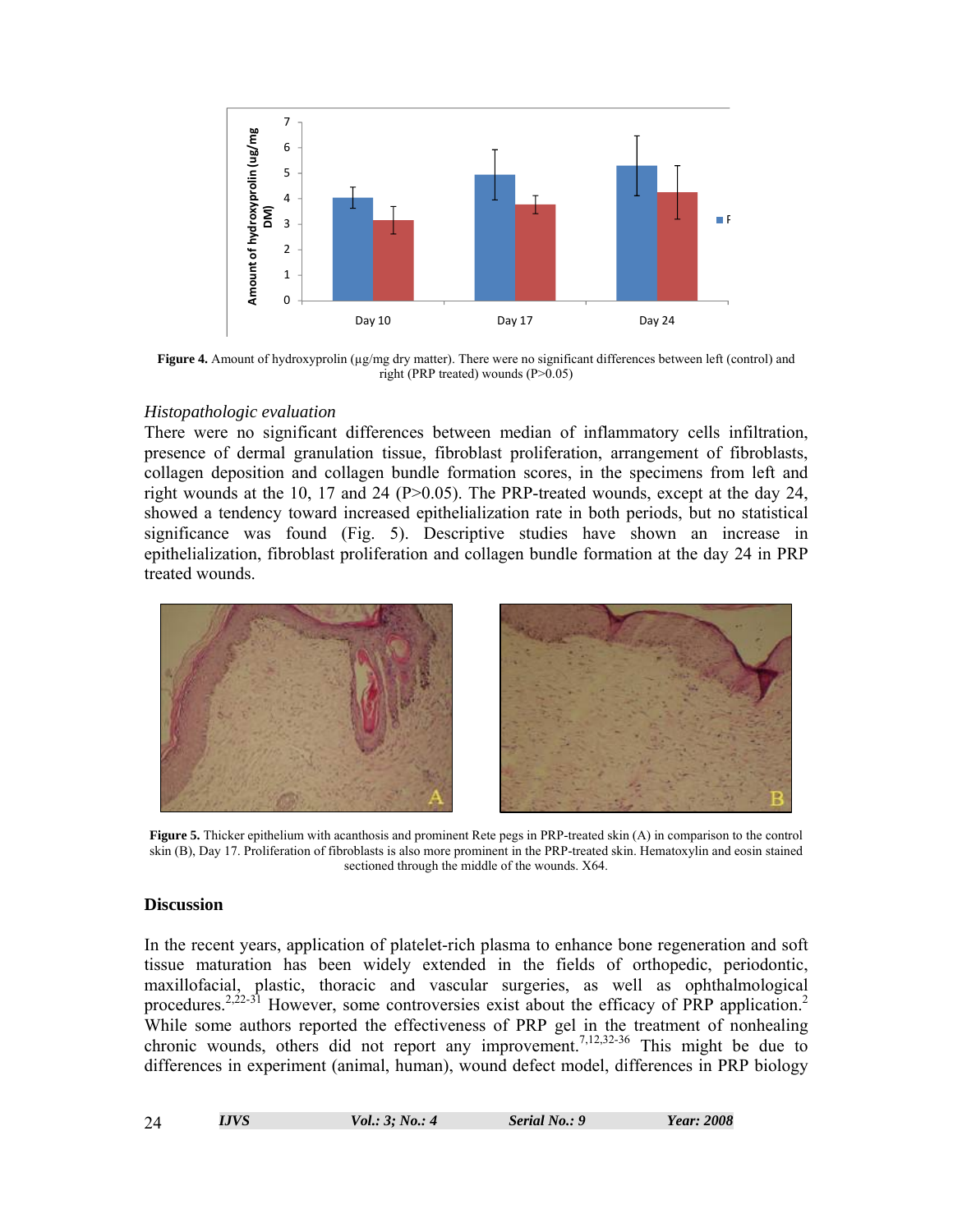**Figure 4.** Amount of hydroxyprolin (µg/mg dry matter). There were no significant differences between left (control) and right (PRP treated) wounds (P>0.05)

*Histopathologic evaluation*

There were no significant differences between median of inflammatory cells infiltration, presence of dermal granulation tissue, fibroblast proliferation, arrangement of fibroblasts, collagen deposition and collagen bundle formation scores, in the specimens from left and right wounds at the 10, 17 and 24 (P>0.05). The PRP-treated wounds, except at the day 24, showed a tendency toward increased epithelialization rate in both periods, but no statistical significance was found (Fig. 5). Descriptive studies have shown an increase in epithelialization, fibroblast proliferation and collagen bundle formation at the day 24 in PRP treated wounds.

**Figure 5.** Thicker epithelium with acanthosis and prominent Rete pegs in PRP-treated skin (A) in comparison to the control skin (B), Day 17. Proliferation of fibroblasts is also more prominent in the PRP-treated skin. Hematoxylin and eosin stained sectioned through the middle of the wounds. X64.

## Discussion

In the recent years, application of platelet-rich plasma to enhance bone regeneration and soft tissue maturation has been widely extended in the fields of orthopedic, periodontic, maxillofacial, plastic, thoracic and vascular surgeries, as well as ophthalmological procedures.[2,22-31] However, some controversies exist about the efficacy of PRP application.[2] While some authors reported the effectiveness of PRP gel in the treatment of nonhealing chronic wounds, others did not report any improvement.[7,12,32-36] This might be due to differences in experiment (animal, human), wound defect model, differences in PRP biology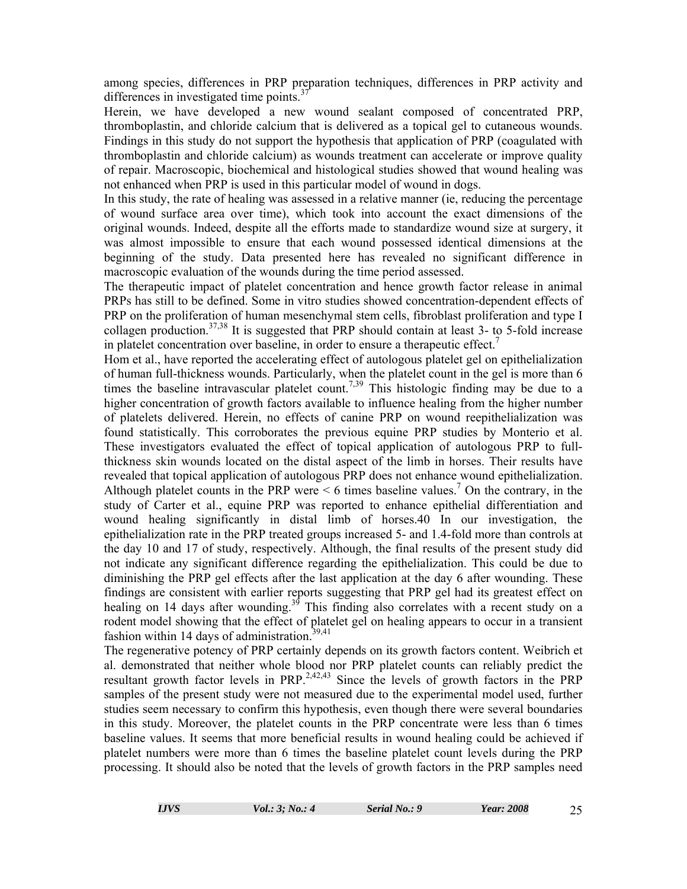among species, differences in PRP preparation techniques, differences in PRP activity and differences in investigated time points.[37]

Herein, we have developed a new wound sealant composed of concentrated PRP, thromboplastin, and chloride calcium that is delivered as a topical gel to cutaneous wounds. Findings in this study do not support the hypothesis that application of PRP (coagulated with thromboplastin and chloride calcium) as wounds treatment can accelerate or improve quality of repair. Macroscopic, biochemical and histological studies showed that wound healing was not enhanced when PRP is used in this particular model of wound in dogs.

In this study, the rate of healing was assessed in a relative manner (ie, reducing the percentage of wound surface area over time), which took into account the exact dimensions of the original wounds. Indeed, despite all the efforts made to standardize wound size at surgery, it was almost impossible to ensure that each wound possessed identical dimensions at the beginning of the study. Data presented here has revealed no significant difference in macroscopic evaluation of the wounds during the time period assessed.

The therapeutic impact of platelet concentration and hence growth factor release in animal PRPs has still to be defined. Some in vitro studies showed concentration-dependent effects of PRP on the proliferation of human mesenchymal stem cells, fibroblast proliferation and type I collagen production.[37,38] It is suggested that PRP should contain at least 3- to 5-fold increase in platelet concentration over baseline, in order to ensure a therapeutic effect.[7]

Hom et al., have reported the accelerating effect of autologous platelet gel on epithelialization of human full-thickness wounds. Particularly, when the platelet count in the gel is more than 6 times the baseline intravascular platelet count.[7,39] This histologic finding may be due to a higher concentration of growth factors available to influence healing from the higher number of platelets delivered. Herein, no effects of canine PRP on wound reepithelialization was found statistically. This corroborates the previous equine PRP studies by Monterio et al. These investigators evaluated the effect of topical application of autologous PRP to full-thickness skin wounds located on the distal aspect of the limb in horses. Their results have revealed that topical application of autologous PRP does not enhance wound epithelialization. Although platelet counts in the PRP were < 6 times baseline values.[7] On the contrary, in the study of Carter et al., equine PRP was reported to enhance epithelial differentiation and wound healing significantly in distal limb of horses.40 In our investigation, the epithelialization rate in the PRP treated groups increased 5- and 1.4-fold more than controls at the day 10 and 17 of study, respectively. Although, the final results of the present study did not indicate any significant difference regarding the epithelialization. This could be due to diminishing the PRP gel effects after the last application at the day 6 after wounding. These findings are consistent with earlier reports suggesting that PRP gel had its greatest effect on healing on 14 days after wounding.[39] This finding also correlates with a recent study on a rodent model showing that the effect of platelet gel on healing appears to occur in a transient fashion within 14 days of administration.[39,41]

The regenerative potency of PRP certainly depends on its growth factors content. Weibrich et al. demonstrated that neither whole blood nor PRP platelet counts can reliably predict the resultant growth factor levels in PRP.[2,42,43] Since the levels of growth factors in the PRP samples of the present study were not measured due to the experimental model used, further studies seem necessary to confirm this hypothesis, even though there were several boundaries in this study. Moreover, the platelet counts in the PRP concentrate were less than 6 times baseline values. It seems that more beneficial results in wound healing could be achieved if platelet numbers were more than 6 times the baseline platelet count levels during the PRP processing. It should also be noted that the levels of growth factors in the PRP samples need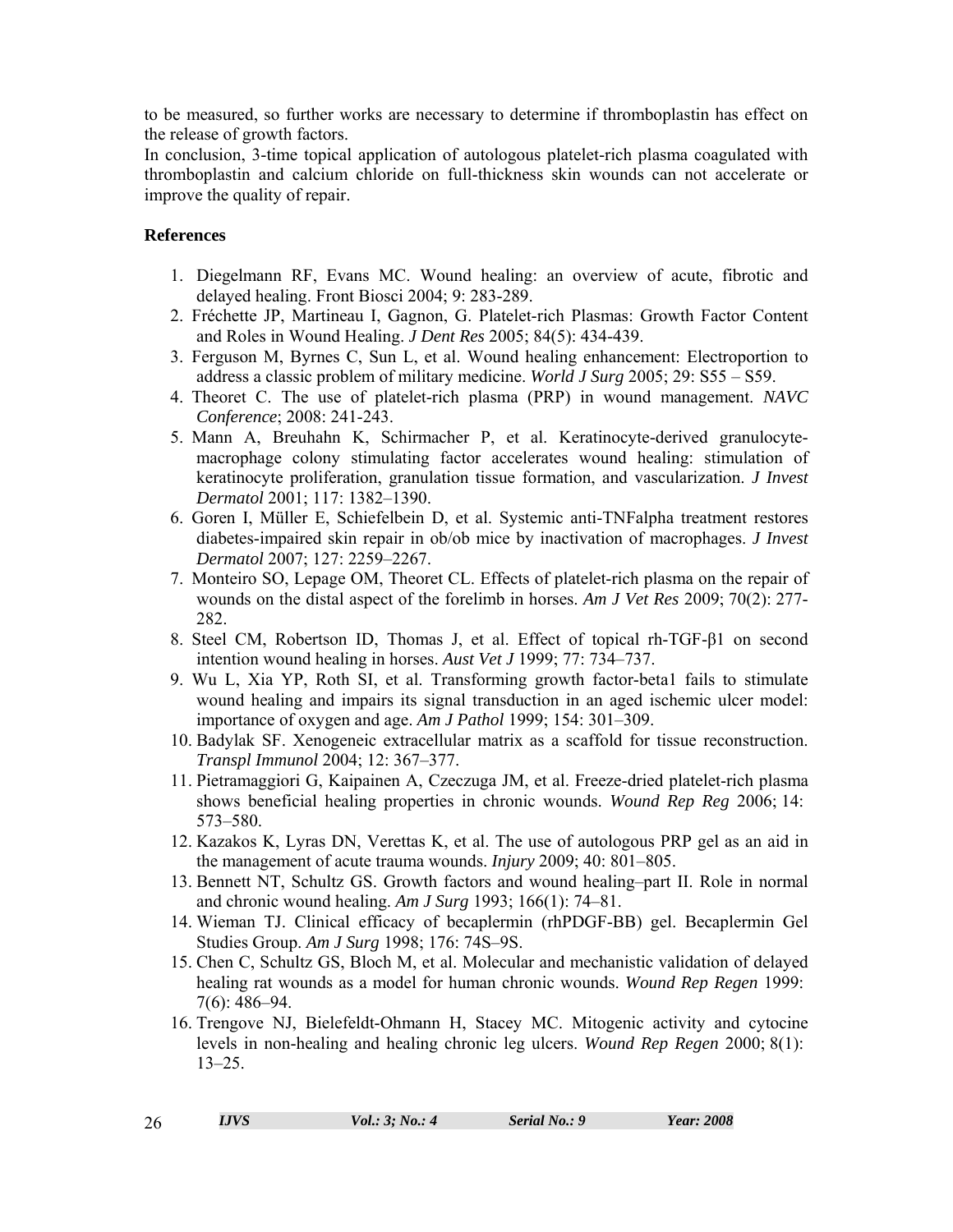to be measured, so further works are necessary to determine if thromboplastin has effect on the release of growth factors.

In conclusion, 3-time topical application of autologous platelet-rich plasma coagulated with thromboplastin and calcium chloride on full-thickness skin wounds can not accelerate or improve the quality of repair.

## References

1. Diegelmann RF, Evans MC. Wound healing: an overview of acute, fibrotic and delayed healing. Front Biosci 2004; 9: 283-289.
2. Fréchette JP, Martineau I, Gagnon, G. Platelet-rich Plasmas: Growth Factor Content and Roles in Wound Healing. *J Dent Res* 2005; 84(5): 434-439.
3. Ferguson M, Byrnes C, Sun L, et al. Wound healing enhancement: Electroportion to address a classic problem of military medicine. *World J Surg* 2005; 29: S55 – S59.
4. Theoret C. The use of platelet-rich plasma (PRP) in wound management. *NAVC Conference*; 2008: 241-243.
5. Mann A, Breuhahn K, Schirmacher P, et al. Keratinocyte-derived granulocyte-macrophage colony stimulating factor accelerates wound healing: stimulation of keratinocyte proliferation, granulation tissue formation, and vascularization. *J Invest Dermatol* 2001; 117: 1382–1390.
6. Goren I, Müller E, Schiefelbein D, et al. Systemic anti-TNFalpha treatment restores diabetes-impaired skin repair in ob/ob mice by inactivation of macrophages. *J Invest Dermatol* 2007; 127: 2259–2267.
7. Monteiro SO, Lepage OM, Theoret CL. Effects of platelet-rich plasma on the repair of wounds on the distal aspect of the forelimb in horses. *Am J Vet Res* 2009; 70(2): 277-282.
8. Steel CM, Robertson ID, Thomas J, et al. Effect of topical rh-TGF-β1 on second intention wound healing in horses. *Aust Vet J* 1999; 77: 734–737.
9. Wu L, Xia YP, Roth SI, et al. Transforming growth factor-beta1 fails to stimulate wound healing and impairs its signal transduction in an aged ischemic ulcer model: importance of oxygen and age. *Am J Pathol* 1999; 154: 301–309.
10. Badylak SF. Xenogeneic extracellular matrix as a scaffold for tissue reconstruction. *Transpl Immunol* 2004; 12: 367–377.
11. Pietramaggiori G, Kaipainen A, Czeczuga JM, et al. Freeze-dried platelet-rich plasma shows beneficial healing properties in chronic wounds. *Wound Rep Reg* 2006; 14: 573–580.
12. Kazakos K, Lyras DN, Verettas K, et al. The use of autologous PRP gel as an aid in the management of acute trauma wounds. *Injury* 2009; 40: 801–805.
13. Bennett NT, Schultz GS. Growth factors and wound healing–part II. Role in normal and chronic wound healing. *Am J Surg* 1993; 166(1): 74–81.
14. Wieman TJ. Clinical efficacy of becaplermin (rhPDGF-BB) gel. Becaplermin Gel Studies Group. *Am J Surg* 1998; 176: 74S–9S.
15. Chen C, Schultz GS, Bloch M, et al. Molecular and mechanistic validation of delayed healing rat wounds as a model for human chronic wounds. *Wound Rep Regen* 1999: 7(6): 486–94.
16. Trengove NJ, Bielefeldt-Ohmann H, Stacey MC. Mitogenic activity and cytocine levels in non-healing and healing chronic leg ulcers. *Wound Rep Regen* 2000; 8(1): 13–25.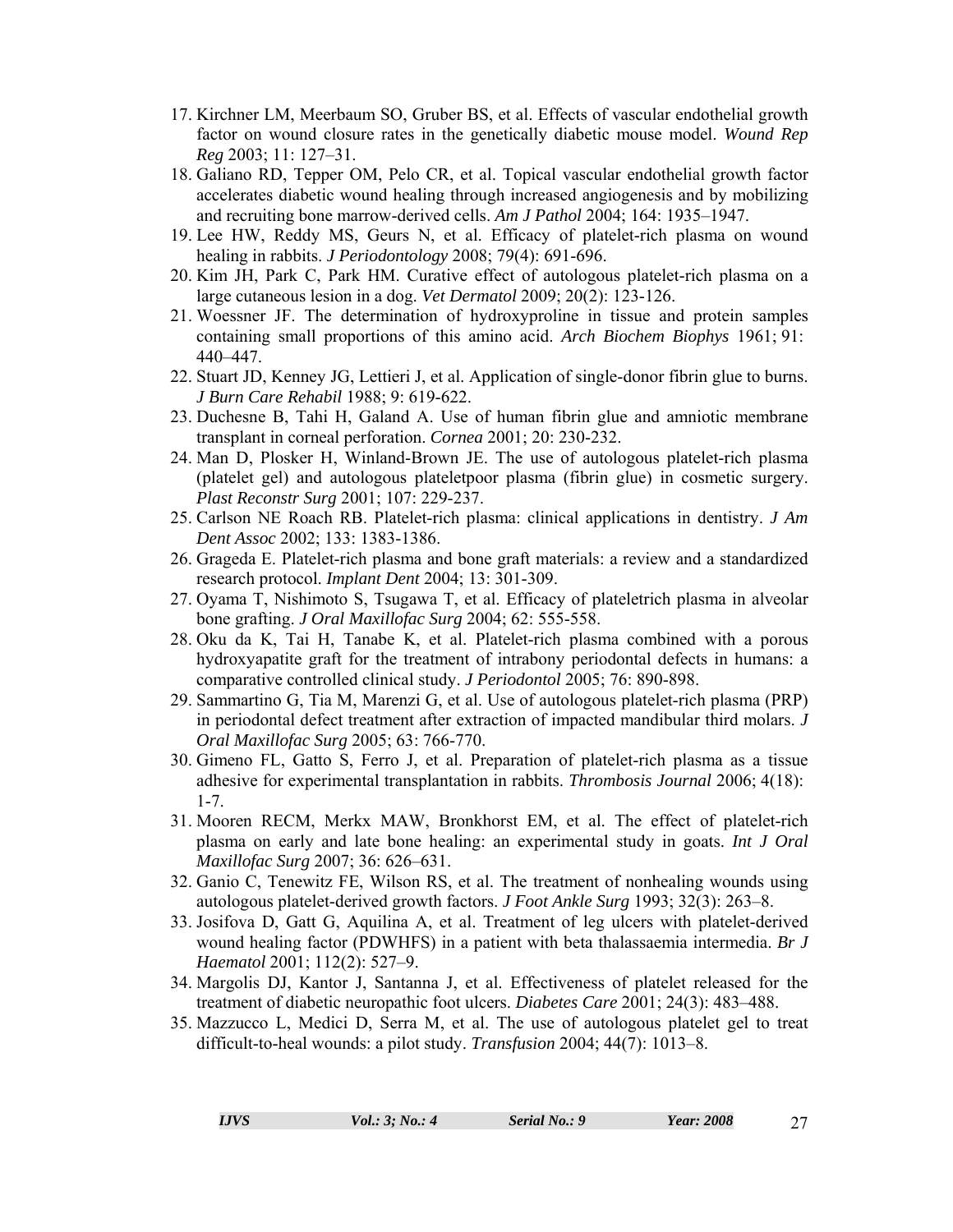17. Kirchner LM, Meerbaum SO, Gruber BS, et al. Effects of vascular endothelial growth factor on wound closure rates in the genetically diabetic mouse model. *Wound Rep Reg* 2003; 11: 127–31.
18. Galiano RD, Tepper OM, Pelo CR, et al. Topical vascular endothelial growth factor accelerates diabetic wound healing through increased angiogenesis and by mobilizing and recruiting bone marrow-derived cells. *Am J Pathol* 2004; 164: 1935–1947.
19. Lee HW, Reddy MS, Geurs N, et al. Efficacy of platelet-rich plasma on wound healing in rabbits. *J Periodontology* 2008; 79(4): 691-696.
20. Kim JH, Park C, Park HM. Curative effect of autologous platelet-rich plasma on a large cutaneous lesion in a dog. *Vet Dermatol* 2009; 20(2): 123-126.
21. Woessner JF. The determination of hydroxyproline in tissue and protein samples containing small proportions of this amino acid. *Arch Biochem Biophys* 1961; 91: 440–447.
22. Stuart JD, Kenney JG, Lettieri J, et al. Application of single-donor fibrin glue to burns. *J Burn Care Rehabil* 1988; 9: 619-622.
23. Duchesne B, Tahi H, Galand A. Use of human fibrin glue and amniotic membrane transplant in corneal perforation. *Cornea* 2001; 20: 230-232.
24. Man D, Plosker H, Winland-Brown JE. The use of autologous platelet-rich plasma (platelet gel) and autologous plateletpoor plasma (fibrin glue) in cosmetic surgery. *Plast Reconstr Surg* 2001; 107: 229-237.
25. Carlson NE Roach RB. Platelet-rich plasma: clinical applications in dentistry. *J Am Dent Assoc* 2002; 133: 1383-1386.
26. Grageda E. Platelet-rich plasma and bone graft materials: a review and a standardized research protocol. *Implant Dent* 2004; 13: 301-309.
27. Oyama T, Nishimoto S, Tsugawa T, et al. Efficacy of plateletrich plasma in alveolar bone grafting. *J Oral Maxillofac Surg* 2004; 62: 555-558.
28. Oku da K, Tai H, Tanabe K, et al. Platelet-rich plasma combined with a porous hydroxyapatite graft for the treatment of intrabony periodontal defects in humans: a comparative controlled clinical study. *J Periodontol* 2005; 76: 890-898.
29. Sammartino G, Tia M, Marenzi G, et al. Use of autologous platelet-rich plasma (PRP) in periodontal defect treatment after extraction of impacted mandibular third molars. *J Oral Maxillofac Surg* 2005; 63: 766-770.
30. Gimeno FL, Gatto S, Ferro J, et al. Preparation of platelet-rich plasma as a tissue adhesive for experimental transplantation in rabbits. *Thrombosis Journal* 2006; 4(18): 1-7.
31. Mooren RECM, Merkx MAW, Bronkhorst EM, et al. The effect of platelet-rich plasma on early and late bone healing: an experimental study in goats. *Int J Oral Maxillofac Surg* 2007; 36: 626–631.
32. Ganio C, Tenewitz FE, Wilson RS, et al. The treatment of nonhealing wounds using autologous platelet-derived growth factors. *J Foot Ankle Surg* 1993; 32(3): 263–8.
33. Josifova D, Gatt G, Aquilina A, et al. Treatment of leg ulcers with platelet-derived wound healing factor (PDWHFS) in a patient with beta thalassaemia intermedia. *Br J Haematol* 2001; 112(2): 527–9.
34. Margolis DJ, Kantor J, Santanna J, et al. Effectiveness of platelet released for the treatment of diabetic neuropathic foot ulcers. *Diabetes Care* 2001; 24(3): 483–488.
35. Mazzucco L, Medici D, Serra M, et al. The use of autologous platelet gel to treat difficult-to-heal wounds: a pilot study. *Transfusion* 2004; 44(7): 1013–8.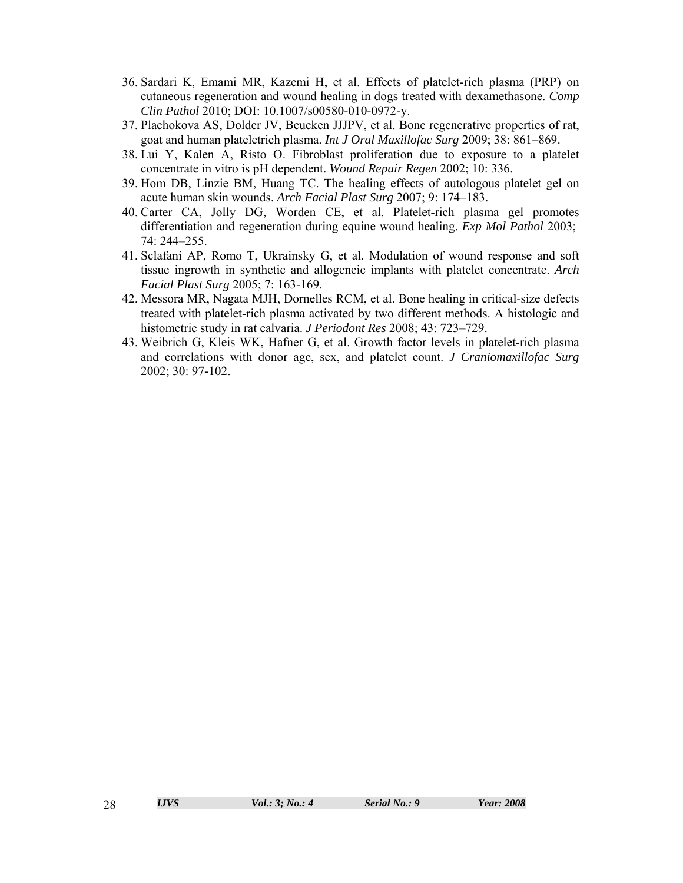36. Sardari K, Emami MR, Kazemi H, et al. Effects of platelet-rich plasma (PRP) on cutaneous regeneration and wound healing in dogs treated with dexamethasone. *Comp Clin Pathol* 2010; DOI: 10.1007/s00580-010-0972-y.
37. Plachokova AS, Dolder JV, Beucken JJJPV, et al. Bone regenerative properties of rat, goat and human plateletrich plasma. *Int J Oral Maxillofac Surg* 2009; 38: 861–869.
38. Lui Y, Kalen A, Risto O. Fibroblast proliferation due to exposure to a platelet concentrate in vitro is pH dependent. *Wound Repair Regen* 2002; 10: 336.
39. Hom DB, Linzie BM, Huang TC. The healing effects of autologous platelet gel on acute human skin wounds. *Arch Facial Plast Surg* 2007; 9: 174–183.
40. Carter CA, Jolly DG, Worden CE, et al. Platelet-rich plasma gel promotes differentiation and regeneration during equine wound healing. *Exp Mol Pathol* 2003; 74: 244–255.
41. Sclafani AP, Romo T, Ukrainsky G, et al. Modulation of wound response and soft tissue ingrowth in synthetic and allogeneic implants with platelet concentrate. *Arch Facial Plast Surg* 2005; 7: 163-169.
42. Messora MR, Nagata MJH, Dornelles RCM, et al. Bone healing in critical-size defects treated with platelet-rich plasma activated by two different methods. A histologic and histometric study in rat calvaria. *J Periodont Res* 2008; 43: 723–729.
43. Weibrich G, Kleis WK, Hafner G, et al. Growth factor levels in platelet-rich plasma and correlations with donor age, sex, and platelet count. *J Craniomaxillofac Surg* 2002; 30: 97-102.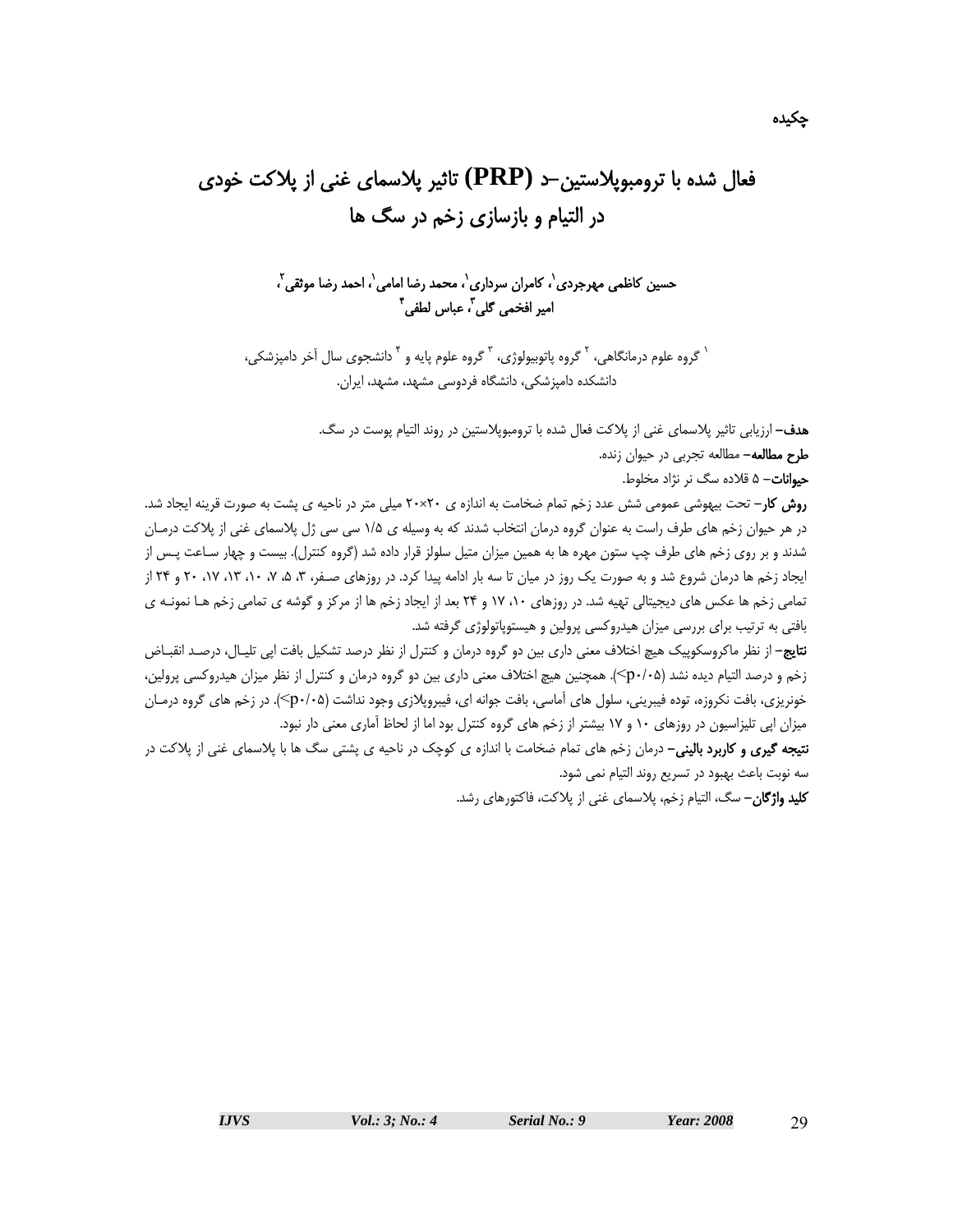# چکیده

## تاثیر پلاسمای غنی از پلاکت خودی (PRP) فعال شده با ترومبوپلاستین-د در التیام و بازسازی زخم در سگ ها

**حسین کاظمی مهرجردی[۱]، کامران سرداری[۱]، محمد رضا امامی[۱]، احمد رضا موثقی[۲]، امیر افخمی گلی[۳]، عباس لطفی[۴]**

[۱] گروه علوم درمانگاهی، [۲] گروه پاتوبیولوژی، [۳] گروه علوم پایه و [۴] دانشجوی سال آخر دامپزشکی، دانشکده دامپزشکی، دانشگاه فردوسی مشهد، مشهد، ایران.

**هدف-** ارزیابی تاثیر پلاسمای غنی از پلاکت فعال شده با ترومبوپلاستین در روند التیام پوست در سگ.

**طرح مطالعه-** مطالعه تجربی در حیوان زنده.

**حیوانات-** ۵ قلاده سگ نر نژاد مخلوط.

**روش کار-** تحت بیهوشی عمومی شش عدد زخم تمام ضخامت به اندازه ی ۲۰×۲۰ میلی متر در ناحیه ی پشت به صورت قرینه ایجاد شد. در هر حیوان زخم های طرف راست به عنوان گروه درمان انتخاب شدند که به وسیله ی ۱/۵ سی سی ژل پلاسمای غنی از پلاکت درمان شدند و بر روی زخم های طرف چپ ستون مهره ها به همین میزان متیل سلولز قرار داده شد (گروه کنترل). بیست و چهار ساعت پس از ایجاد زخم ها درمان شروع شد و به صورت یک روز در میان تا سه بار ادامه پیدا کرد. در روزهای صفر، ۳، ۵، ۷، ۱۰، ۱۳، ۱۷، ۲۰ و ۲۴ از تمامی زخم ها عکس های دیجیتالی تهیه شد. در روزهای ۱۰، ۱۷ و ۲۴ بعد از ایجاد زخم ها از مرکز و گوشه ی تمامی زخم ها نمونه ی بافتی به ترتیب برای بررسی میزان هیدروکسی پرولین و هیستوپاتولوژی گرفته شد.

**نتایج-** از نظر ماکروسکوپیک هیچ اختلاف معنی داری بین دو گروه درمان و کنترل از نظر درصد تشکیل بافت اپی تلیال، درصد انقباض زخم و درصد التیام دیده نشد ($p>0.05$). همچنین هیچ اختلاف معنی داری بین دو گروه درمان و کنترل از نظر میزان هیدروکسی پرولین، خونریزی، بافت نکروزه، توده فیبرینی، سلول های آماسی، بافت جوانه ای، فیبروپلازی وجود نداشت ($p>0.05$). در زخم های گروه درمان میزان اپی تلیزاسیون در روزهای ۱۰ و ۱۷ بیشتر از زخم های گروه کنترل بود اما از لحاظ آماری معنی دار نبود.

**نتیجه گیری و کاربرد بالینی-** درمان زخم های تمام ضخامت با اندازه ی کوچک در ناحیه ی پشتی سگ ها با پلاسمای غنی از پلاکت در سه نوبت باعث بهبود در تسریع روند التیام نمی شود.

**کلید واژگان-** سگ، التیام زخم، پلاسمای غنی از پلاکت، فاکتورهای رشد.